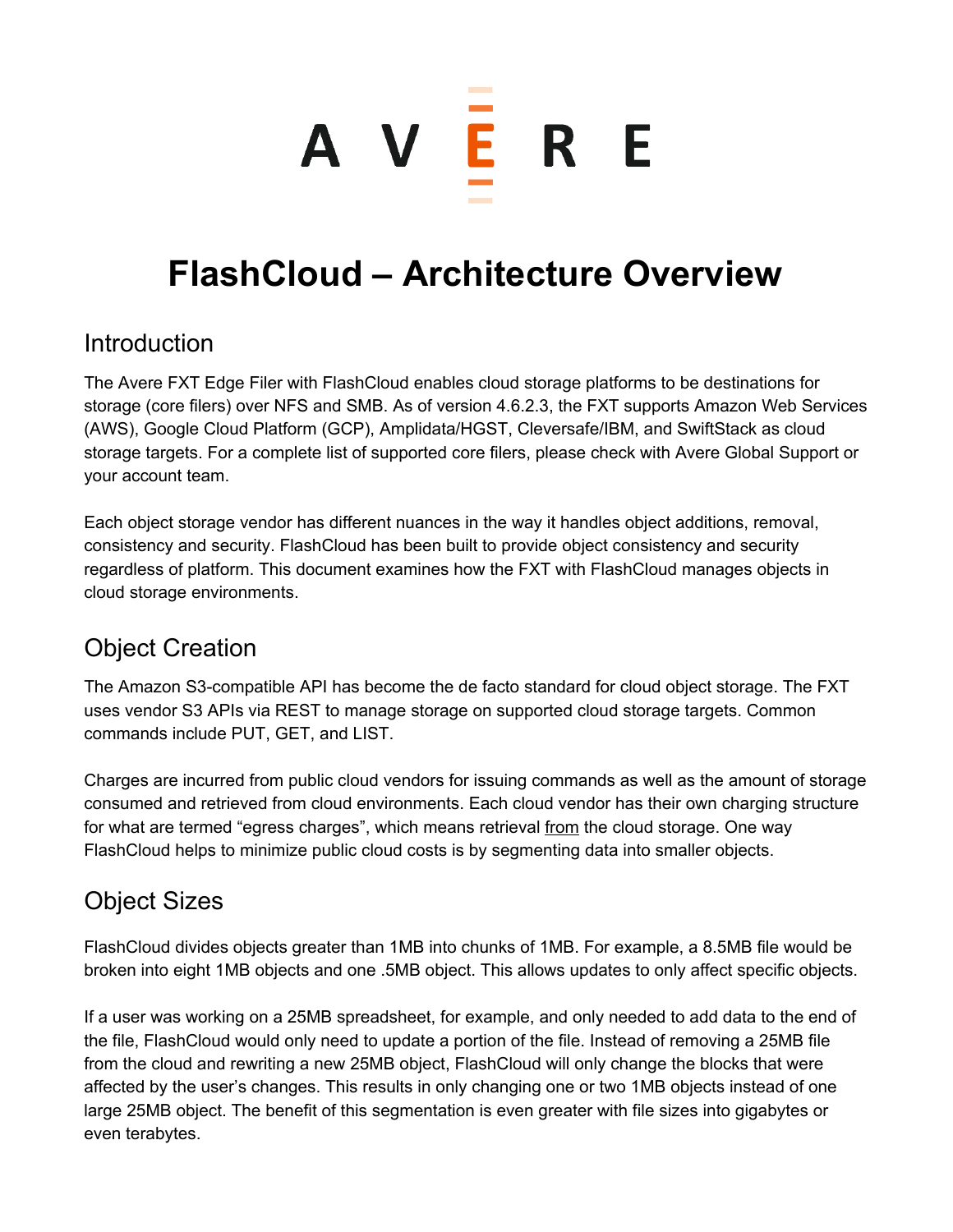AVERE

# FlashCloud – Architecture Overview

## Introduction

The Avere FXT Edge Filer with FlashCloud enables cloud storage platforms to be destinations for storage (core filers) over NFS and SMB. As of version 4.6.2.3, the FXT supports Amazon Web Services (AWS), Google Cloud Platform (GCP), Amplidata/HGST, Cleversafe/IBM, and SwiftStack as cloud storage targets. For a complete list of supported core filers, please check with Avere Global Support or your account team.

Each object storage vendor has different nuances in the way it handles object additions, removal, consistency and security. FlashCloud has been built to provide object consistency and security regardless of platform. This document examines how the FXT with FlashCloud manages objects in cloud storage environments.

## Object Creation

The Amazon S3-compatible API has become the de facto standard for cloud object storage. The FXT uses vendor S3 APIs via REST to manage storage on supported cloud storage targets. Common commands include PUT, GET, and LIST.

Charges are incurred from public cloud vendors for issuing commands as well as the amount of storage consumed and retrieved from cloud environments. Each cloud vendor has their own charging structure for what are termed "egress charges", which means retrieval <u>from</u> the cloud storage. One way FlashCloud helps to minimize public cloud costs is by segmenting data into smaller objects.

## Object Sizes

FlashCloud divides objects greater than 1MB into chunks of 1MB. For example, a 8.5MB file would be broken into eight 1MB objects and one .5MB object. This allows updates to only affect specific objects.

If a user was working on a 25MB spreadsheet, for example, and only needed to add data to the end of the file, FlashCloud would only need to update a portion of the file. Instead of removing a 25MB file from the cloud and rewriting a new 25MB object, FlashCloud will only change the blocks that were affected by the user's changes. This results in only changing one or two 1MB objects instead of one large 25MB object. The benefit of this segmentation is even greater with file sizes into gigabytes or even terabytes.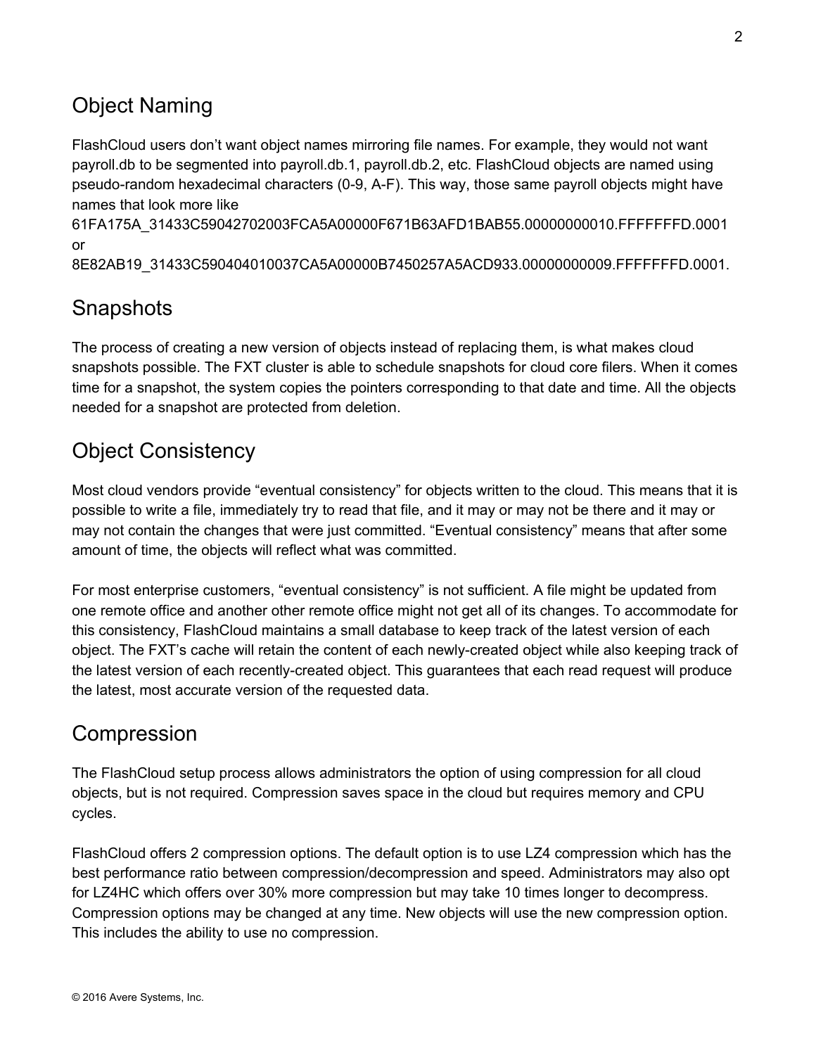## Object Naming

FlashCloud users don't want object names mirroring file names. For example, they would not want payroll.db to be segmented into payroll.db.1, payroll.db.2, etc. FlashCloud objects are named using pseudo-random hexadecimal characters (0-9, A-F). This way, those same payroll objects might have names that look more like 61FA175A_31433C59042702003FCA5A00000F671B63AFD1BAB55.00000000010.FFFFFFFD.0001 or 8E82AB19_31433C590404010037CA5A00000B7450257A5ACD933.00000000009.FFFFFFFD.0001.

## Snapshots

The process of creating a new version of objects instead of replacing them, is what makes cloud snapshots possible. The FXT cluster is able to schedule snapshots for cloud core filers. When it comes time for a snapshot, the system copies the pointers corresponding to that date and time. All the objects needed for a snapshot are protected from deletion.

## Object Consistency

Most cloud vendors provide "eventual consistency" for objects written to the cloud. This means that it is possible to write a file, immediately try to read that file, and it may or may not be there and it may or may not contain the changes that were just committed. "Eventual consistency" means that after some amount of time, the objects will reflect what was committed.

For most enterprise customers, "eventual consistency" is not sufficient. A file might be updated from one remote office and another other remote office might not get all of its changes. To accommodate for this consistency, FlashCloud maintains a small database to keep track of the latest version of each object. The FXT's cache will retain the content of each newly-created object while also keeping track of the latest version of each recently-created object. This guarantees that each read request will produce the latest, most accurate version of the requested data.

## Compression

The FlashCloud setup process allows administrators the option of using compression for all cloud objects, but is not required. Compression saves space in the cloud but requires memory and CPU cycles.

FlashCloud offers 2 compression options. The default option is to use LZ4 compression which has the best performance ratio between compression/decompression and speed. Administrators may also opt for LZ4HC which offers over 30% more compression but may take 10 times longer to decompress. Compression options may be changed at any time. New objects will use the new compression option. This includes the ability to use no compression.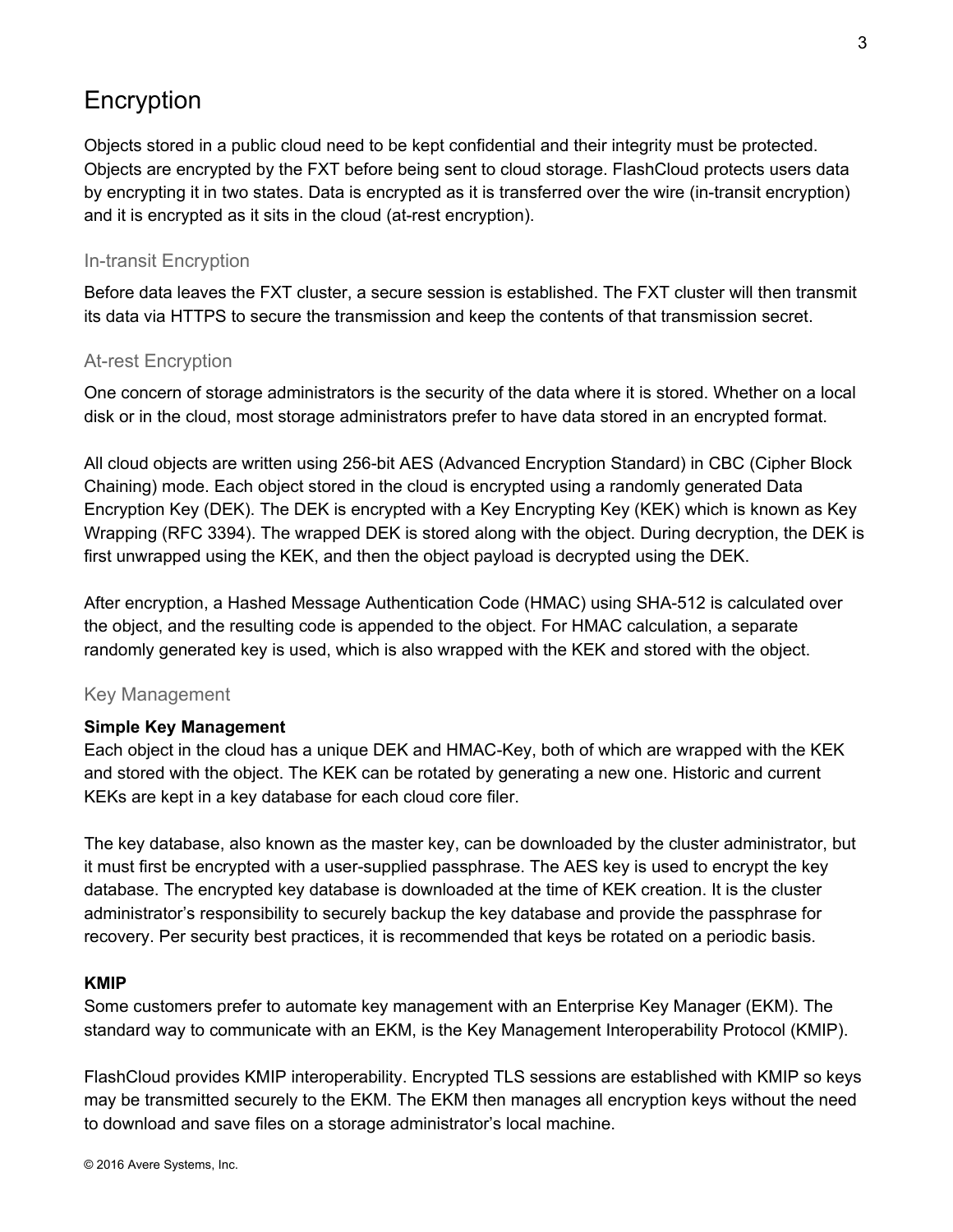# Encryption

Objects stored in a public cloud need to be kept confidential and their integrity must be protected. Objects are encrypted by the FXT before being sent to cloud storage. FlashCloud protects users data by encrypting it in two states. Data is encrypted as it is transferred over the wire (in-transit encryption) and it is encrypted as it sits in the cloud (at-rest encryption).

## In-transit Encryption

Before data leaves the FXT cluster, a secure session is established. The FXT cluster will then transmit its data via HTTPS to secure the transmission and keep the contents of that transmission secret.

## At-rest Encryption

One concern of storage administrators is the security of the data where it is stored. Whether on a local disk or in the cloud, most storage administrators prefer to have data stored in an encrypted format.

All cloud objects are written using 256-bit AES (Advanced Encryption Standard) in CBC (Cipher Block Chaining) mode. Each object stored in the cloud is encrypted using a randomly generated Data Encryption Key (DEK). The DEK is encrypted with a Key Encrypting Key (KEK) which is known as Key Wrapping (RFC 3394). The wrapped DEK is stored along with the object. During decryption, the DEK is first unwrapped using the KEK, and then the object payload is decrypted using the DEK.

After encryption, a Hashed Message Authentication Code (HMAC) using SHA-512 is calculated over the object, and the resulting code is appended to the object. For HMAC calculation, a separate randomly generated key is used, which is also wrapped with the KEK and stored with the object.

## Key Management

**Simple Key Management**

Each object in the cloud has a unique DEK and HMAC-Key, both of which are wrapped with the KEK and stored with the object. The KEK can be rotated by generating a new one. Historic and current KEKs are kept in a key database for each cloud core filer.

The key database, also known as the master key, can be downloaded by the cluster administrator, but it must first be encrypted with a user-supplied passphrase. The AES key is used to encrypt the key database. The encrypted key database is downloaded at the time of KEK creation. It is the cluster administrator's responsibility to securely backup the key database and provide the passphrase for recovery. Per security best practices, it is recommended that keys be rotated on a periodic basis.

**KMIP**

Some customers prefer to automate key management with an Enterprise Key Manager (EKM). The standard way to communicate with an EKM, is the Key Management Interoperability Protocol (KMIP).

FlashCloud provides KMIP interoperability. Encrypted TLS sessions are established with KMIP so keys may be transmitted securely to the EKM. The EKM then manages all encryption keys without the need to download and save files on a storage administrator's local machine.

© 2016 Avere Systems, Inc.